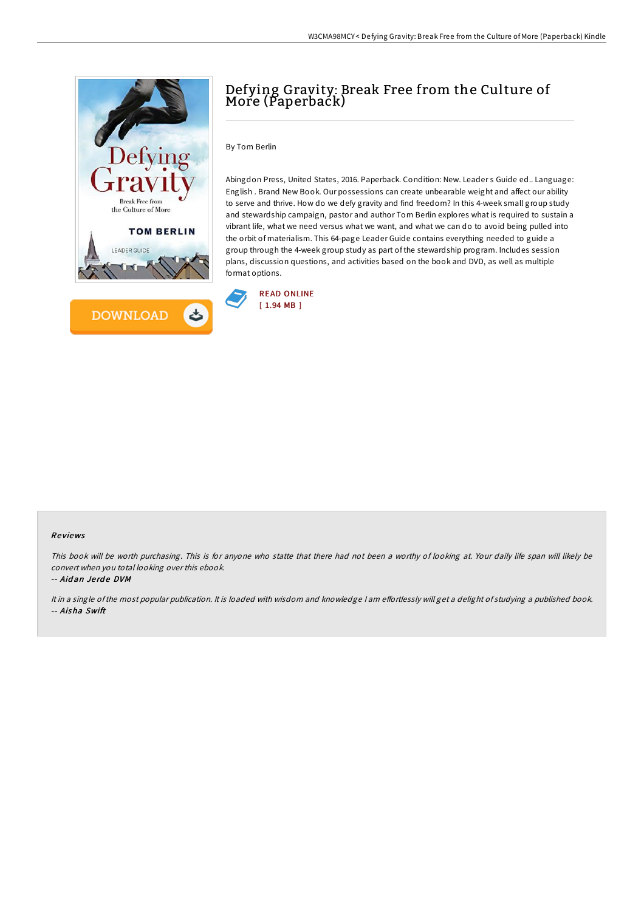# Defying Gravity: Break Free from the Culture of More (Paperback)

By Tom Berlin

Abingdon Press, United States, 2016. Paperback. Condition: New. Leader s Guide ed.. Language: English . Brand New Book. Our possessions can create unbearable weight and affect our ability to serve and thrive. How do we defy gravity and find freedom? In this 4-week small group study and stewardship campaign, pastor and author Tom Berlin explores what is required to sustain a vibrant life, what we need versus what we want, and what we can do to avoid being pulled into the orbit of materialism. This 64-page Leader Guide contains everything needed to guide a group through the 4-week group study as part of the stewardship program. Includes session plans, discussion questions, and activities based on the book and DVD, as well as multiple format options.

DOWNLOAD

READ ONLINE
[ 1.94 MB ]

### Reviews

*This book will be worth purchasing. This is for anyone who statte that there had not been a worthy of looking at. Your daily life span will likely be convert when you total looking over this ebook.*

*-- Aidan Jerde DVM*

*It in a single of the most popular publication. It is loaded with wisdom and knowledge I am effortlessly will get a delight of studying a published book.*

*-- Aisha Swift*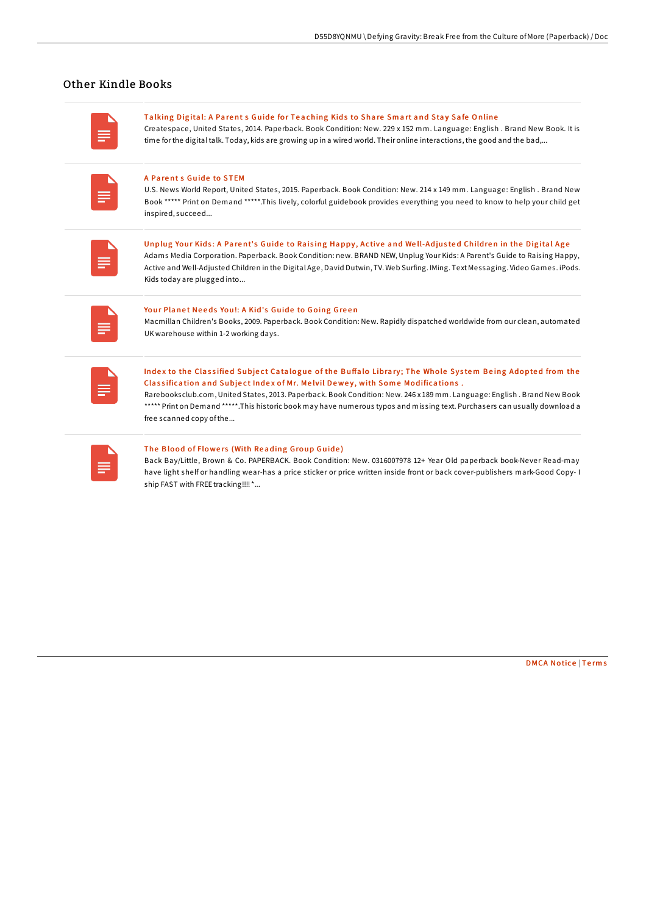## Other Kindle Books

### Talking Digital: A Parent s Guide for Teaching Kids to Share Smart and Stay Safe Online

Createspace, United States, 2014. Paperback. Book Condition: New. 229 x 152 mm. Language: English . Brand New Book. It is time for the digital talk. Today, kids are growing up in a wired world. Their online interactions, the good and the bad,...

### A Parent s Guide to STEM

U.S. News World Report, United States, 2015. Paperback. Book Condition: New. 214 x 149 mm. Language: English . Brand New Book ***** Print on Demand *****.This lively, colorful guidebook provides everything you need to know to help your child get inspired, succeed...

### Unplug Your Kids: A Parent's Guide to Raising Happy, Active and Well-Adjusted Children in the Digital Age

Adams Media Corporation. Paperback. Book Condition: new. BRAND NEW, Unplug Your Kids: A Parent's Guide to Raising Happy, Active and Well-Adjusted Children in the Digital Age, David Dutwin, TV. Web Surfing. IMing. Text Messaging. Video Games. iPods. Kids today are plugged into...

### Your Planet Needs You!: A Kid's Guide to Going Green

Macmillan Children's Books, 2009. Paperback. Book Condition: New. Rapidly dispatched worldwide from our clean, automated UK warehouse within 1-2 working days.

### Index to the Classified Subject Catalogue of the Buffalo Library; The Whole System Being Adopted from the Classification and Subject Index of Mr. Melvil Dewey, with Some Modifications .

Rarebooksclub.com, United States, 2013. Paperback. Book Condition: New. 246 x 189 mm. Language: English . Brand New Book ***** Print on Demand *****.This historic book may have numerous typos and missing text. Purchasers can usually download a free scanned copy of the...

### The Blood of Flowers (With Reading Group Guide)

Back Bay/Little, Brown & Co. PAPERBACK. Book Condition: New. 0316007978 12+ Year Old paperback book-Never Read-may have light shelf or handling wear-has a price sticker or price written inside front or back cover-publishers mark-Good Copy- I ship FAST with FREE tracking!!!! *...